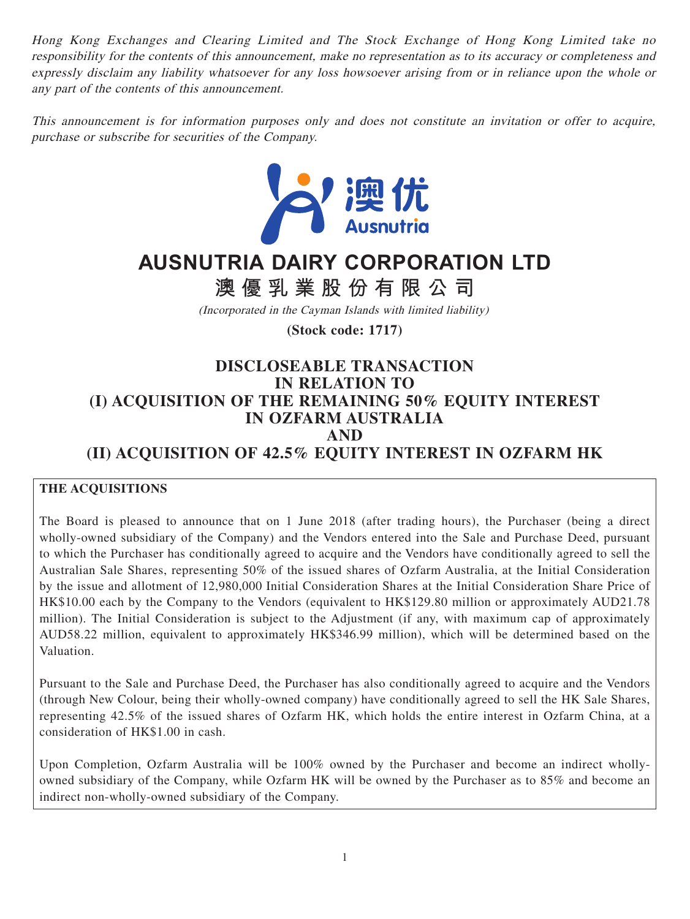*Hong Kong Exchanges and Clearing Limited and The Stock Exchange of Hong Kong Limited take no responsibility for the contents of this announcement, make no representation as to its accuracy or completeness and expressly disclaim any liability whatsoever for any loss howsoever arising from or in reliance upon the whole or any part of the contents of this announcement.*

*This announcement is for information purposes only and does not constitute an invitation or offer to acquire, purchase or subscribe for securities of the Company.*

澳优 Ausnutria

# AUSNUTRIA DAIRY CORPORATION LTD

# 澳優乳業股份有限公司

*(Incorporated in the Cayman Islands with limited liability)*

**(Stock code: 1717)**

## DISCLOSEABLE TRANSACTION IN RELATION TO (I) ACQUISITION OF THE REMAINING 50% EQUITY INTEREST IN OZFARM AUSTRALIA AND (II) ACQUISITION OF 42.5% EQUITY INTEREST IN OZFARM HK

**THE ACQUISITIONS**

The Board is pleased to announce that on 1 June 2018 (after trading hours), the Purchaser (being a direct wholly-owned subsidiary of the Company) and the Vendors entered into the Sale and Purchase Deed, pursuant to which the Purchaser has conditionally agreed to acquire and the Vendors have conditionally agreed to sell the Australian Sale Shares, representing 50% of the issued shares of Ozfarm Australia, at the Initial Consideration by the issue and allotment of 12,980,000 Initial Consideration Shares at the Initial Consideration Share Price of HK$10.00 each by the Company to the Vendors (equivalent to HK$129.80 million or approximately AUD21.78 million). The Initial Consideration is subject to the Adjustment (if any, with maximum cap of approximately AUD58.22 million, equivalent to approximately HK$346.99 million), which will be determined based on the Valuation.

Pursuant to the Sale and Purchase Deed, the Purchaser has also conditionally agreed to acquire and the Vendors (through New Colour, being their wholly-owned company) have conditionally agreed to sell the HK Sale Shares, representing 42.5% of the issued shares of Ozfarm HK, which holds the entire interest in Ozfarm China, at a consideration of HK$1.00 in cash.

Upon Completion, Ozfarm Australia will be 100% owned by the Purchaser and become an indirect wholly-owned subsidiary of the Company, while Ozfarm HK will be owned by the Purchaser as to 85% and become an indirect non-wholly-owned subsidiary of the Company.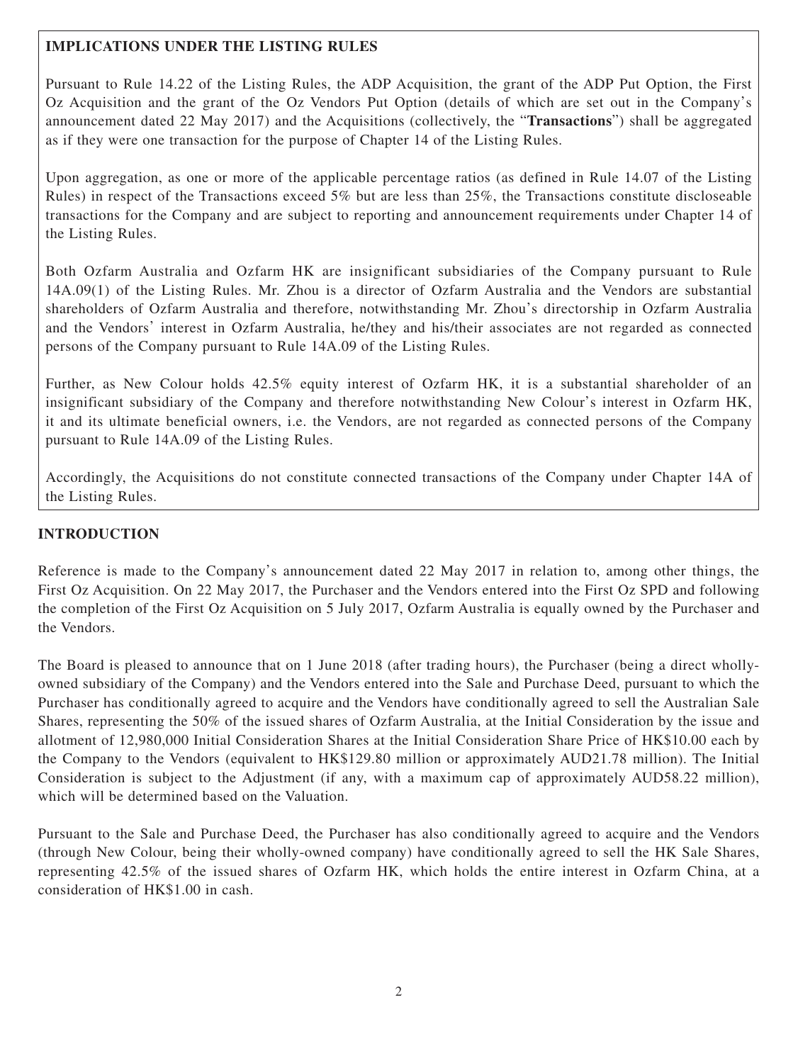**IMPLICATIONS UNDER THE LISTING RULES**

Pursuant to Rule 14.22 of the Listing Rules, the ADP Acquisition, the grant of the ADP Put Option, the First Oz Acquisition and the grant of the Oz Vendors Put Option (details of which are set out in the Company's announcement dated 22 May 2017) and the Acquisitions (collectively, the "**Transactions**") shall be aggregated as if they were one transaction for the purpose of Chapter 14 of the Listing Rules.

Upon aggregation, as one or more of the applicable percentage ratios (as defined in Rule 14.07 of the Listing Rules) in respect of the Transactions exceed 5% but are less than 25%, the Transactions constitute discloseable transactions for the Company and are subject to reporting and announcement requirements under Chapter 14 of the Listing Rules.

Both Ozfarm Australia and Ozfarm HK are insignificant subsidiaries of the Company pursuant to Rule 14A.09(1) of the Listing Rules. Mr. Zhou is a director of Ozfarm Australia and the Vendors are substantial shareholders of Ozfarm Australia and therefore, notwithstanding Mr. Zhou's directorship in Ozfarm Australia and the Vendors' interest in Ozfarm Australia, he/they and his/their associates are not regarded as connected persons of the Company pursuant to Rule 14A.09 of the Listing Rules.

Further, as New Colour holds 42.5% equity interest of Ozfarm HK, it is a substantial shareholder of an insignificant subsidiary of the Company and therefore notwithstanding New Colour's interest in Ozfarm HK, it and its ultimate beneficial owners, i.e. the Vendors, are not regarded as connected persons of the Company pursuant to Rule 14A.09 of the Listing Rules.

Accordingly, the Acquisitions do not constitute connected transactions of the Company under Chapter 14A of the Listing Rules.

## INTRODUCTION

Reference is made to the Company's announcement dated 22 May 2017 in relation to, among other things, the First Oz Acquisition. On 22 May 2017, the Purchaser and the Vendors entered into the First Oz SPD and following the completion of the First Oz Acquisition on 5 July 2017, Ozfarm Australia is equally owned by the Purchaser and the Vendors.

The Board is pleased to announce that on 1 June 2018 (after trading hours), the Purchaser (being a direct wholly-owned subsidiary of the Company) and the Vendors entered into the Sale and Purchase Deed, pursuant to which the Purchaser has conditionally agreed to acquire and the Vendors have conditionally agreed to sell the Australian Sale Shares, representing the 50% of the issued shares of Ozfarm Australia, at the Initial Consideration by the issue and allotment of 12,980,000 Initial Consideration Shares at the Initial Consideration Share Price of HK$10.00 each by the Company to the Vendors (equivalent to HK$129.80 million or approximately AUD21.78 million). The Initial Consideration is subject to the Adjustment (if any, with a maximum cap of approximately AUD58.22 million), which will be determined based on the Valuation.

Pursuant to the Sale and Purchase Deed, the Purchaser has also conditionally agreed to acquire and the Vendors (through New Colour, being their wholly-owned company) have conditionally agreed to sell the HK Sale Shares, representing 42.5% of the issued shares of Ozfarm HK, which holds the entire interest in Ozfarm China, at a consideration of HK$1.00 in cash.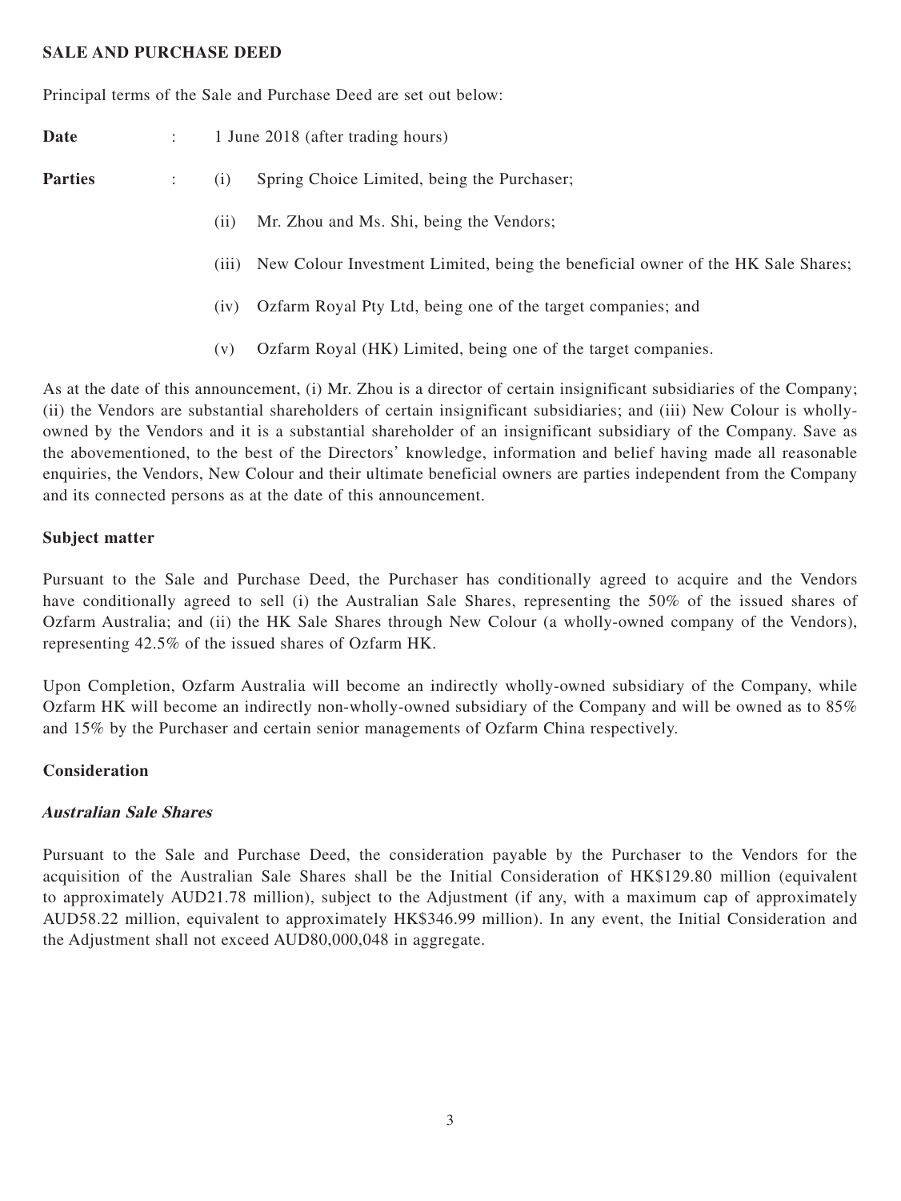**SALE AND PURCHASE DEED**

Principal terms of the Sale and Purchase Deed are set out below:

**Date** : 1 June 2018 (after trading hours)

**Parties** :

(i) Spring Choice Limited, being the Purchaser;

(ii) Mr. Zhou and Ms. Shi, being the Vendors;

(iii) New Colour Investment Limited, being the beneficial owner of the HK Sale Shares;

(iv) Ozfarm Royal Pty Ltd, being one of the target companies; and

(v) Ozfarm Royal (HK) Limited, being one of the target companies.

As at the date of this announcement, (i) Mr. Zhou is a director of certain insignificant subsidiaries of the Company; (ii) the Vendors are substantial shareholders of certain insignificant subsidiaries; and (iii) New Colour is wholly-owned by the Vendors and it is a substantial shareholder of an insignificant subsidiary of the Company. Save as the abovementioned, to the best of the Directors' knowledge, information and belief having made all reasonable enquiries, the Vendors, New Colour and their ultimate beneficial owners are parties independent from the Company and its connected persons as at the date of this announcement.

**Subject matter**

Pursuant to the Sale and Purchase Deed, the Purchaser has conditionally agreed to acquire and the Vendors have conditionally agreed to sell (i) the Australian Sale Shares, representing the 50% of the issued shares of Ozfarm Australia; and (ii) the HK Sale Shares through New Colour (a wholly-owned company of the Vendors), representing 42.5% of the issued shares of Ozfarm HK.

Upon Completion, Ozfarm Australia will become an indirectly wholly-owned subsidiary of the Company, while Ozfarm HK will become an indirectly non-wholly-owned subsidiary of the Company and will be owned as to 85% and 15% by the Purchaser and certain senior managements of Ozfarm China respectively.

**Consideration**

***Australian Sale Shares***

Pursuant to the Sale and Purchase Deed, the consideration payable by the Purchaser to the Vendors for the acquisition of the Australian Sale Shares shall be the Initial Consideration of HK$129.80 million (equivalent to approximately AUD21.78 million), subject to the Adjustment (if any, with a maximum cap of approximately AUD58.22 million, equivalent to approximately HK$346.99 million). In any event, the Initial Consideration and the Adjustment shall not exceed AUD80,000,048 in aggregate.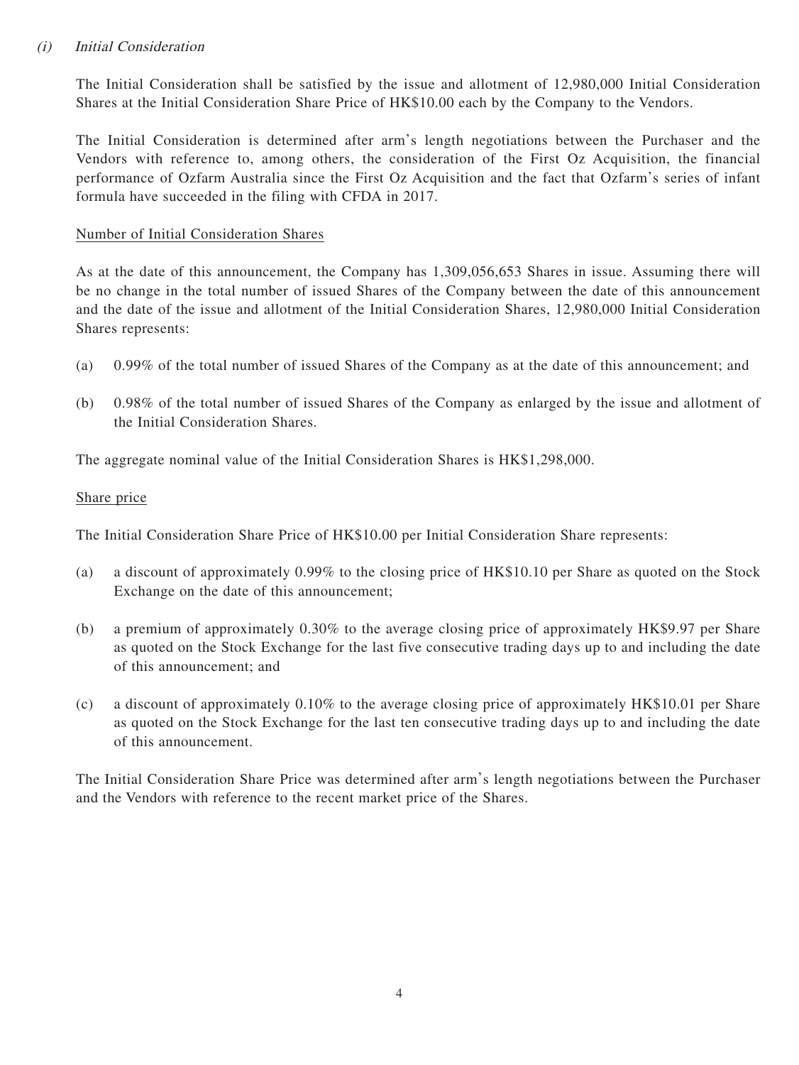*(i) Initial Consideration*

The Initial Consideration shall be satisfied by the issue and allotment of 12,980,000 Initial Consideration Shares at the Initial Consideration Share Price of HK$10.00 each by the Company to the Vendors.

The Initial Consideration is determined after arm's length negotiations between the Purchaser and the Vendors with reference to, among others, the consideration of the First Oz Acquisition, the financial performance of Ozfarm Australia since the First Oz Acquisition and the fact that Ozfarm's series of infant formula have succeeded in the filing with CFDA in 2017.

<u>Number of Initial Consideration Shares</u>

As at the date of this announcement, the Company has 1,309,056,653 Shares in issue. Assuming there will be no change in the total number of issued Shares of the Company between the date of this announcement and the date of the issue and allotment of the Initial Consideration Shares, 12,980,000 Initial Consideration Shares represents:

(a) 0.99% of the total number of issued Shares of the Company as at the date of this announcement; and

(b) 0.98% of the total number of issued Shares of the Company as enlarged by the issue and allotment of the Initial Consideration Shares.

The aggregate nominal value of the Initial Consideration Shares is HK$1,298,000.

<u>Share price</u>

The Initial Consideration Share Price of HK$10.00 per Initial Consideration Share represents:

(a) a discount of approximately 0.99% to the closing price of HK$10.10 per Share as quoted on the Stock Exchange on the date of this announcement;

(b) a premium of approximately 0.30% to the average closing price of approximately HK$9.97 per Share as quoted on the Stock Exchange for the last five consecutive trading days up to and including the date of this announcement; and

(c) a discount of approximately 0.10% to the average closing price of approximately HK$10.01 per Share as quoted on the Stock Exchange for the last ten consecutive trading days up to and including the date of this announcement.

The Initial Consideration Share Price was determined after arm's length negotiations between the Purchaser and the Vendors with reference to the recent market price of the Shares.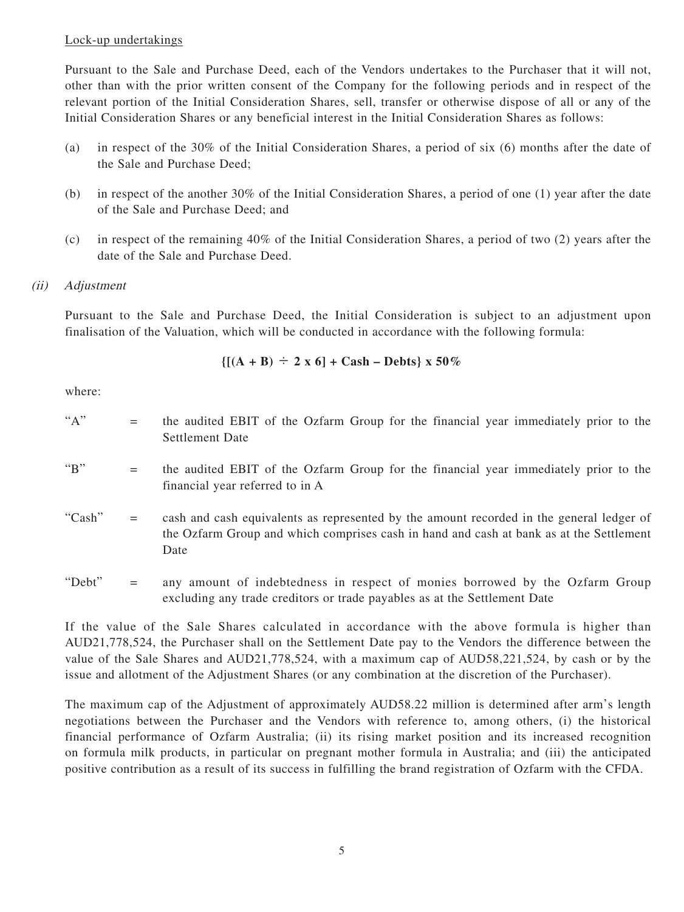Lock-up undertakings

Pursuant to the Sale and Purchase Deed, each of the Vendors undertakes to the Purchaser that it will not, other than with the prior written consent of the Company for the following periods and in respect of the relevant portion of the Initial Consideration Shares, sell, transfer or otherwise dispose of all or any of the Initial Consideration Shares or any beneficial interest in the Initial Consideration Shares as follows:

(a) in respect of the 30% of the Initial Consideration Shares, a period of six (6) months after the date of the Sale and Purchase Deed;

(b) in respect of the another 30% of the Initial Consideration Shares, a period of one (1) year after the date of the Sale and Purchase Deed; and

(c) in respect of the remaining 40% of the Initial Consideration Shares, a period of two (2) years after the date of the Sale and Purchase Deed.

*(ii) Adjustment*

Pursuant to the Sale and Purchase Deed, the Initial Consideration is subject to an adjustment upon finalisation of the Valuation, which will be conducted in accordance with the following formula:

$$\{[(A + B) \div 2 \times 6] + \text{Cash} - \text{Debts}\} \times 50\%$$

where:

"A" = the audited EBIT of the Ozfarm Group for the financial year immediately prior to the Settlement Date

"B" = the audited EBIT of the Ozfarm Group for the financial year immediately prior to the financial year referred to in A

"Cash" = cash and cash equivalents as represented by the amount recorded in the general ledger of the Ozfarm Group and which comprises cash in hand and cash at bank as at the Settlement Date

"Debt" = any amount of indebtedness in respect of monies borrowed by the Ozfarm Group excluding any trade creditors or trade payables as at the Settlement Date

If the value of the Sale Shares calculated in accordance with the above formula is higher than AUD21,778,524, the Purchaser shall on the Settlement Date pay to the Vendors the difference between the value of the Sale Shares and AUD21,778,524, with a maximum cap of AUD58,221,524, by cash or by the issue and allotment of the Adjustment Shares (or any combination at the discretion of the Purchaser).

The maximum cap of the Adjustment of approximately AUD58.22 million is determined after arm's length negotiations between the Purchaser and the Vendors with reference to, among others, (i) the historical financial performance of Ozfarm Australia; (ii) its rising market position and its increased recognition on formula milk products, in particular on pregnant mother formula in Australia; and (iii) the anticipated positive contribution as a result of its success in fulfilling the brand registration of Ozfarm with the CFDA.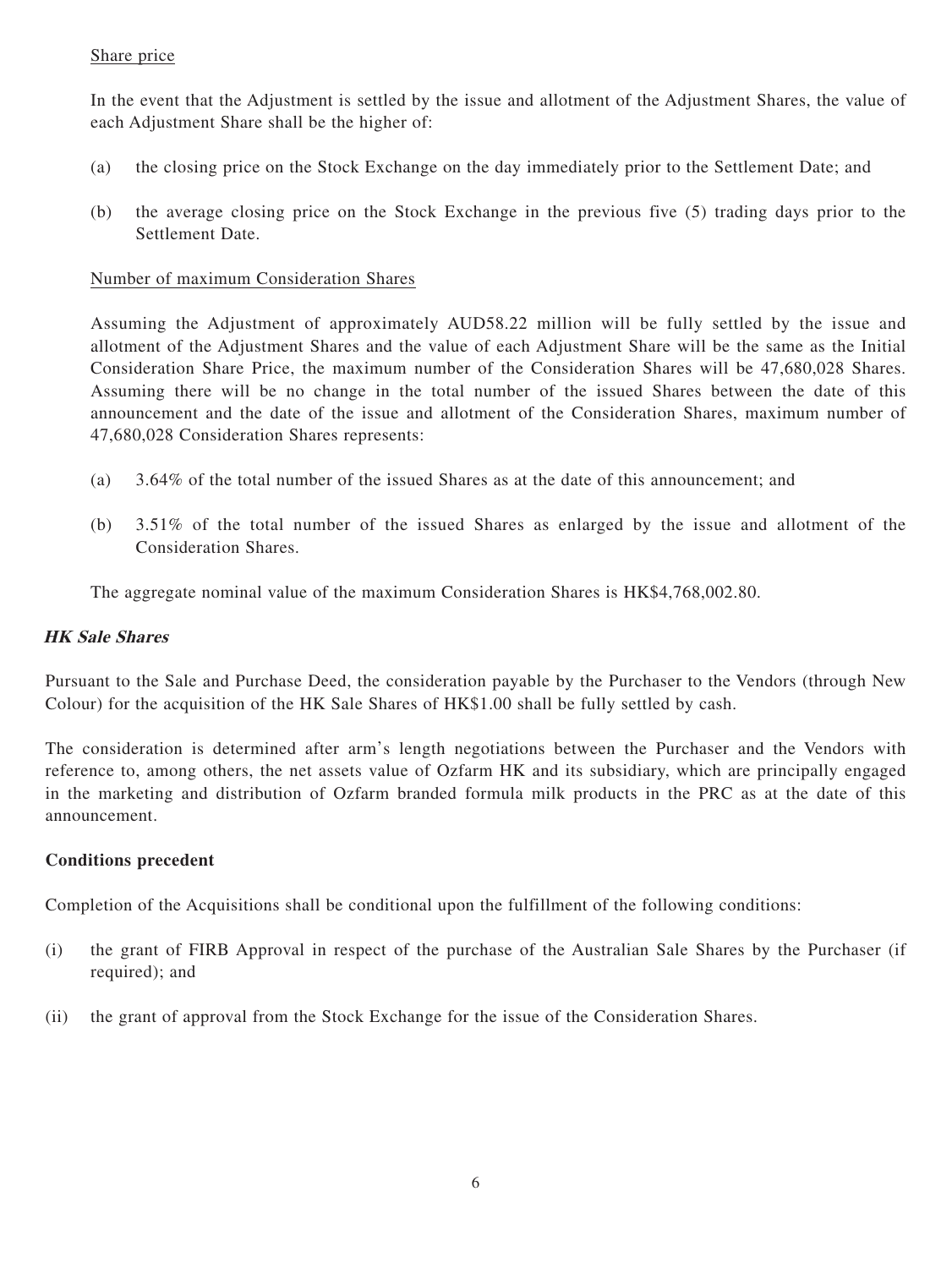Share price

In the event that the Adjustment is settled by the issue and allotment of the Adjustment Shares, the value of each Adjustment Share shall be the higher of:

(a) the closing price on the Stock Exchange on the day immediately prior to the Settlement Date; and

(b) the average closing price on the Stock Exchange in the previous five (5) trading days prior to the Settlement Date.

Number of maximum Consideration Shares

Assuming the Adjustment of approximately AUD58.22 million will be fully settled by the issue and allotment of the Adjustment Shares and the value of each Adjustment Share will be the same as the Initial Consideration Share Price, the maximum number of the Consideration Shares will be 47,680,028 Shares. Assuming there will be no change in the total number of the issued Shares between the date of this announcement and the date of the issue and allotment of the Consideration Shares, maximum number of 47,680,028 Consideration Shares represents:

(a) 3.64% of the total number of the issued Shares as at the date of this announcement; and

(b) 3.51% of the total number of the issued Shares as enlarged by the issue and allotment of the Consideration Shares.

The aggregate nominal value of the maximum Consideration Shares is HK$4,768,002.80.

***HK Sale Shares***

Pursuant to the Sale and Purchase Deed, the consideration payable by the Purchaser to the Vendors (through New Colour) for the acquisition of the HK Sale Shares of HK$1.00 shall be fully settled by cash.

The consideration is determined after arm's length negotiations between the Purchaser and the Vendors with reference to, among others, the net assets value of Ozfarm HK and its subsidiary, which are principally engaged in the marketing and distribution of Ozfarm branded formula milk products in the PRC as at the date of this announcement.

**Conditions precedent**

Completion of the Acquisitions shall be conditional upon the fulfillment of the following conditions:

(i) the grant of FIRB Approval in respect of the purchase of the Australian Sale Shares by the Purchaser (if required); and

(ii) the grant of approval from the Stock Exchange for the issue of the Consideration Shares.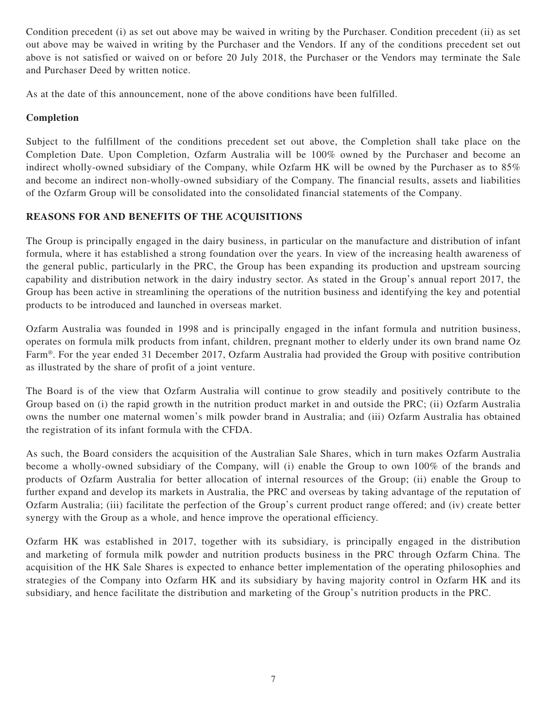Condition precedent (i) as set out above may be waived in writing by the Purchaser. Condition precedent (ii) as set out above may be waived in writing by the Purchaser and the Vendors. If any of the conditions precedent set out above is not satisfied or waived on or before 20 July 2018, the Purchaser or the Vendors may terminate the Sale and Purchaser Deed by written notice.

As at the date of this announcement, none of the above conditions have been fulfilled.

**Completion**

Subject to the fulfillment of the conditions precedent set out above, the Completion shall take place on the Completion Date. Upon Completion, Ozfarm Australia will be 100% owned by the Purchaser and become an indirect wholly-owned subsidiary of the Company, while Ozfarm HK will be owned by the Purchaser as to 85% and become an indirect non-wholly-owned subsidiary of the Company. The financial results, assets and liabilities of the Ozfarm Group will be consolidated into the consolidated financial statements of the Company.

## REASONS FOR AND BENEFITS OF THE ACQUISITIONS

The Group is principally engaged in the dairy business, in particular on the manufacture and distribution of infant formula, where it has established a strong foundation over the years. In view of the increasing health awareness of the general public, particularly in the PRC, the Group has been expanding its production and upstream sourcing capability and distribution network in the dairy industry sector. As stated in the Group's annual report 2017, the Group has been active in streamlining the operations of the nutrition business and identifying the key and potential products to be introduced and launched in overseas market.

Ozfarm Australia was founded in 1998 and is principally engaged in the infant formula and nutrition business, operates on formula milk products from infant, children, pregnant mother to elderly under its own brand name Oz Farm®. For the year ended 31 December 2017, Ozfarm Australia had provided the Group with positive contribution as illustrated by the share of profit of a joint venture.

The Board is of the view that Ozfarm Australia will continue to grow steadily and positively contribute to the Group based on (i) the rapid growth in the nutrition product market in and outside the PRC; (ii) Ozfarm Australia owns the number one maternal women's milk powder brand in Australia; and (iii) Ozfarm Australia has obtained the registration of its infant formula with the CFDA.

As such, the Board considers the acquisition of the Australian Sale Shares, which in turn makes Ozfarm Australia become a wholly-owned subsidiary of the Company, will (i) enable the Group to own 100% of the brands and products of Ozfarm Australia for better allocation of internal resources of the Group; (ii) enable the Group to further expand and develop its markets in Australia, the PRC and overseas by taking advantage of the reputation of Ozfarm Australia; (iii) facilitate the perfection of the Group's current product range offered; and (iv) create better synergy with the Group as a whole, and hence improve the operational efficiency.

Ozfarm HK was established in 2017, together with its subsidiary, is principally engaged in the distribution and marketing of formula milk powder and nutrition products business in the PRC through Ozfarm China. The acquisition of the HK Sale Shares is expected to enhance better implementation of the operating philosophies and strategies of the Company into Ozfarm HK and its subsidiary by having majority control in Ozfarm HK and its subsidiary, and hence facilitate the distribution and marketing of the Group's nutrition products in the PRC.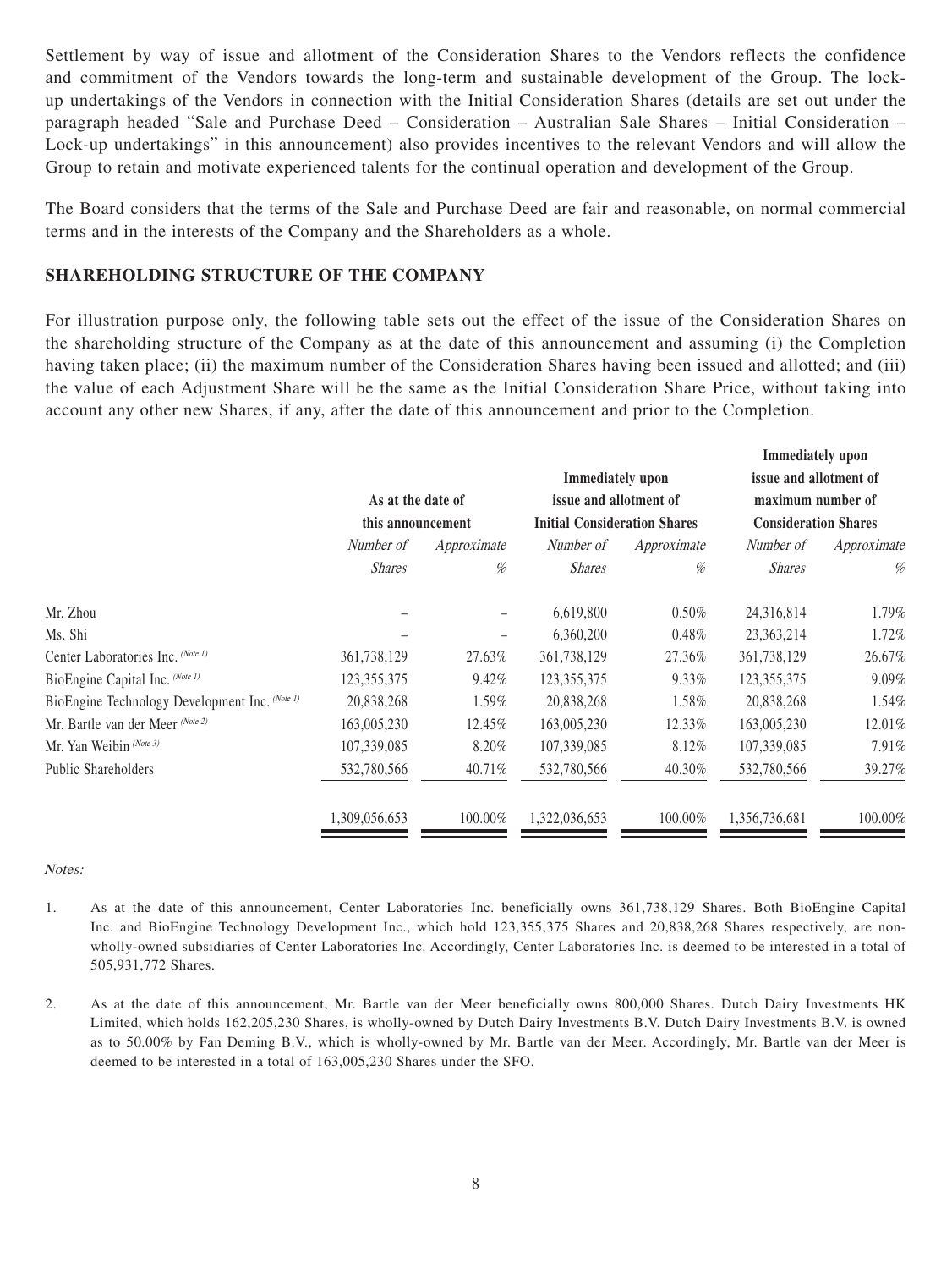Settlement by way of issue and allotment of the Consideration Shares to the Vendors reflects the confidence and commitment of the Vendors towards the long-term and sustainable development of the Group. The lock-up undertakings of the Vendors in connection with the Initial Consideration Shares (details are set out under the paragraph headed "Sale and Purchase Deed – Consideration – Australian Sale Shares – Initial Consideration – Lock-up undertakings" in this announcement) also provides incentives to the relevant Vendors and will allow the Group to retain and motivate experienced talents for the continual operation and development of the Group.

The Board considers that the terms of the Sale and Purchase Deed are fair and reasonable, on normal commercial terms and in the interests of the Company and the Shareholders as a whole.

## SHAREHOLDING STRUCTURE OF THE COMPANY

For illustration purpose only, the following table sets out the effect of the issue of the Consideration Shares on the shareholding structure of the Company as at the date of this announcement and assuming (i) the Completion having taken place; (ii) the maximum number of the Consideration Shares having been issued and allotted; and (iii) the value of each Adjustment Share will be the same as the Initial Consideration Share Price, without taking into account any other new Shares, if any, after the date of this announcement and prior to the Completion.

| | **As at the date of this announcement** | | **Immediately upon issue and allotment of Initial Consideration Shares** | | **Immediately upon issue and allotment of maximum number of Consideration Shares** | |
|---|---|---|---|---|---|---|
| | *Number of Shares* | *Approximate %* | *Number of Shares* | *Approximate %* | *Number of Shares* | *Approximate %* |
| Mr. Zhou | – | – | 6,619,800 | 0.50% | 24,316,814 | 1.79% |
| Ms. Shi | – | – | 6,360,200 | 0.48% | 23,363,214 | 1.72% |
| Center Laboratories Inc. (Note 1) | 361,738,129 | 27.63% | 361,738,129 | 27.36% | 361,738,129 | 26.67% |
| BioEngine Capital Inc. (Note 1) | 123,355,375 | 9.42% | 123,355,375 | 9.33% | 123,355,375 | 9.09% |
| BioEngine Technology Development Inc. (Note 1) | 20,838,268 | 1.59% | 20,838,268 | 1.58% | 20,838,268 | 1.54% |
| Mr. Bartle van der Meer (Note 2) | 163,005,230 | 12.45% | 163,005,230 | 12.33% | 163,005,230 | 12.01% |
| Mr. Yan Weibin (Note 3) | 107,339,085 | 8.20% | 107,339,085 | 8.12% | 107,339,085 | 7.91% |
| Public Shareholders | 532,780,566 | 40.71% | 532,780,566 | 40.30% | 532,780,566 | 39.27% |
| | 1,309,056,653 | 100.00% | 1,322,036,653 | 100.00% | 1,356,736,681 | 100.00% |

*Notes:*

1. As at the date of this announcement, Center Laboratories Inc. beneficially owns 361,738,129 Shares. Both BioEngine Capital Inc. and BioEngine Technology Development Inc., which hold 123,355,375 Shares and 20,838,268 Shares respectively, are non-wholly-owned subsidiaries of Center Laboratories Inc. Accordingly, Center Laboratories Inc. is deemed to be interested in a total of 505,931,772 Shares.

2. As at the date of this announcement, Mr. Bartle van der Meer beneficially owns 800,000 Shares. Dutch Dairy Investments HK Limited, which holds 162,205,230 Shares, is wholly-owned by Dutch Dairy Investments B.V. Dutch Dairy Investments B.V. is owned as to 50.00% by Fan Deming B.V., which is wholly-owned by Mr. Bartle van der Meer. Accordingly, Mr. Bartle van der Meer is deemed to be interested in a total of 163,005,230 Shares under the SFO.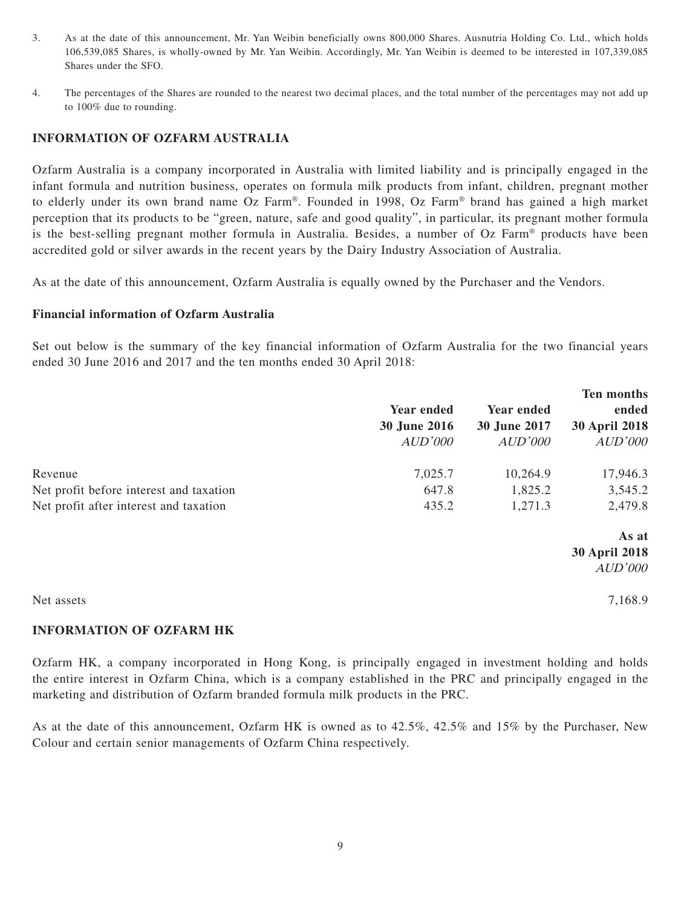3. As at the date of this announcement, Mr. Yan Weibin beneficially owns 800,000 Shares. Ausnutria Holding Co. Ltd., which holds 106,539,085 Shares, is wholly-owned by Mr. Yan Weibin. Accordingly, Mr. Yan Weibin is deemed to be interested in 107,339,085 Shares under the SFO.

4. The percentages of the Shares are rounded to the nearest two decimal places, and the total number of the percentages may not add up to 100% due to rounding.

## INFORMATION OF OZFARM AUSTRALIA

Ozfarm Australia is a company incorporated in Australia with limited liability and is principally engaged in the infant formula and nutrition business, operates on formula milk products from infant, children, pregnant mother to elderly under its own brand name Oz Farm®. Founded in 1998, Oz Farm® brand has gained a high market perception that its products to be "green, nature, safe and good quality", in particular, its pregnant mother formula is the best-selling pregnant mother formula in Australia. Besides, a number of Oz Farm® products have been accredited gold or silver awards in the recent years by the Dairy Industry Association of Australia.

As at the date of this announcement, Ozfarm Australia is equally owned by the Purchaser and the Vendors.

### Financial information of Ozfarm Australia

Set out below is the summary of the key financial information of Ozfarm Australia for the two financial years ended 30 June 2016 and 2017 and the ten months ended 30 April 2018:

| | Year ended 30 June 2016 *AUD'000* | Year ended 30 June 2017 *AUD'000* | Ten months ended 30 April 2018 *AUD'000* |
|---|---|---|---|
| Revenue | 7,025.7 | 10,264.9 | 17,946.3 |
| Net profit before interest and taxation | 647.8 | 1,825.2 | 3,545.2 |
| Net profit after interest and taxation | 435.2 | 1,271.3 | 2,479.8 |

| | As at 30 April 2018 *AUD'000* |
|---|---|
| Net assets | 7,168.9 |

## INFORMATION OF OZFARM HK

Ozfarm HK, a company incorporated in Hong Kong, is principally engaged in investment holding and holds the entire interest in Ozfarm China, which is a company established in the PRC and principally engaged in the marketing and distribution of Ozfarm branded formula milk products in the PRC.

As at the date of this announcement, Ozfarm HK is owned as to 42.5%, 42.5% and 15% by the Purchaser, New Colour and certain senior managements of Ozfarm China respectively.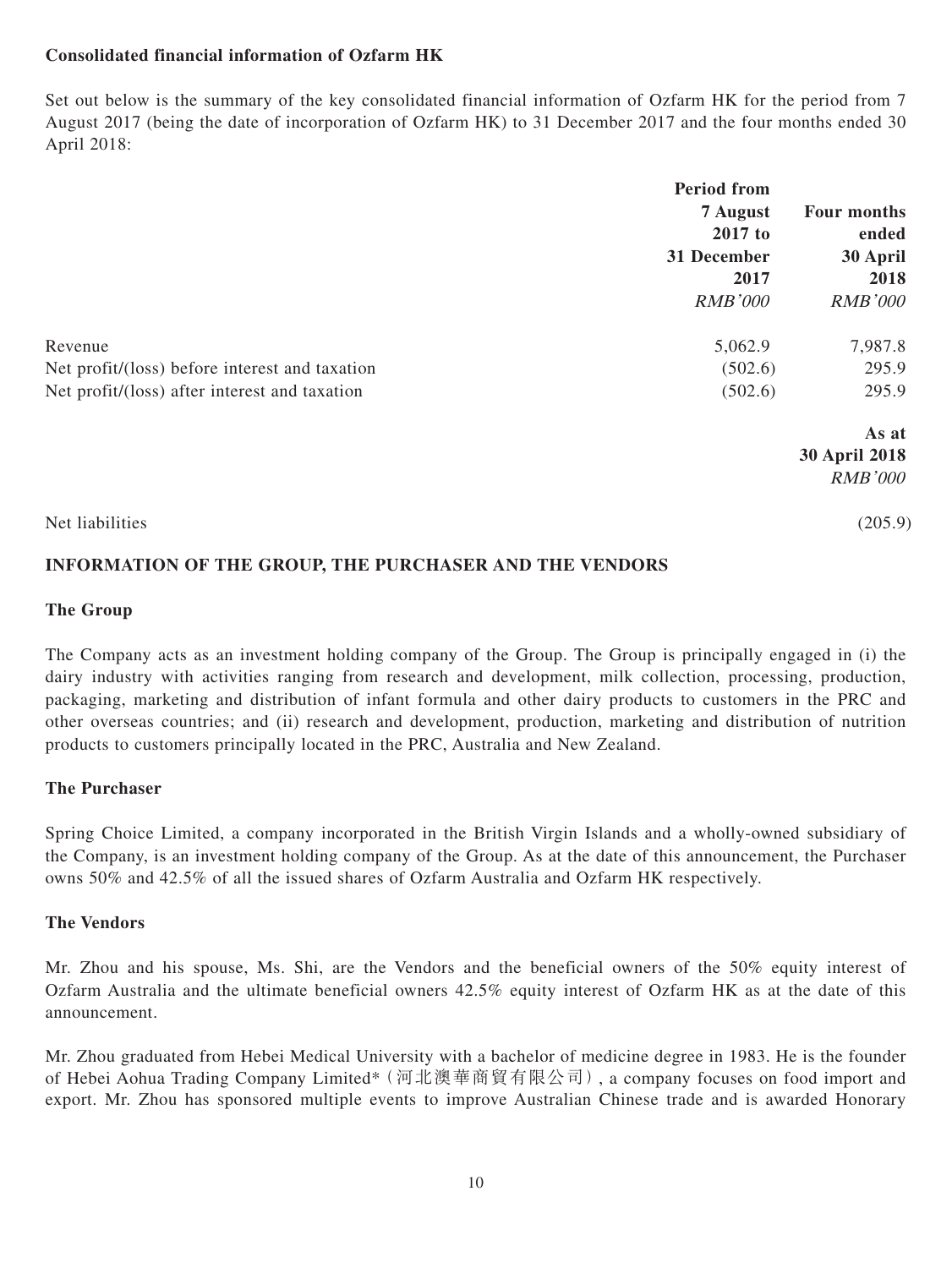**Consolidated financial information of Ozfarm HK**

Set out below is the summary of the key consolidated financial information of Ozfarm HK for the period from 7 August 2017 (being the date of incorporation of Ozfarm HK) to 31 December 2017 and the four months ended 30 April 2018:

| | Period from 7 August 2017 to 31 December 2017 | Four months ended 30 April 2018 |
|---|---|---|
| | *RMB'000* | *RMB'000* |
| Revenue | 5,062.9 | 7,987.8 |
| Net profit/(loss) before interest and taxation | (502.6) | 295.9 |
| Net profit/(loss) after interest and taxation | (502.6) | 295.9 |

| | As at 30 April 2018 |
|---|---|
| | *RMB'000* |
| Net liabilities | (205.9) |

## INFORMATION OF THE GROUP, THE PURCHASER AND THE VENDORS

**The Group**

The Company acts as an investment holding company of the Group. The Group is principally engaged in (i) the dairy industry with activities ranging from research and development, milk collection, processing, production, packaging, marketing and distribution of infant formula and other dairy products to customers in the PRC and other overseas countries; and (ii) research and development, production, marketing and distribution of nutrition products to customers principally located in the PRC, Australia and New Zealand.

**The Purchaser**

Spring Choice Limited, a company incorporated in the British Virgin Islands and a wholly-owned subsidiary of the Company, is an investment holding company of the Group. As at the date of this announcement, the Purchaser owns 50% and 42.5% of all the issued shares of Ozfarm Australia and Ozfarm HK respectively.

**The Vendors**

Mr. Zhou and his spouse, Ms. Shi, are the Vendors and the beneficial owners of the 50% equity interest of Ozfarm Australia and the ultimate beneficial owners 42.5% equity interest of Ozfarm HK as at the date of this announcement.

Mr. Zhou graduated from Hebei Medical University with a bachelor of medicine degree in 1983. He is the founder of Hebei Aohua Trading Company Limited*（河北澳華商貿有限公司）, a company focuses on food import and export. Mr. Zhou has sponsored multiple events to improve Australian Chinese trade and is awarded Honorary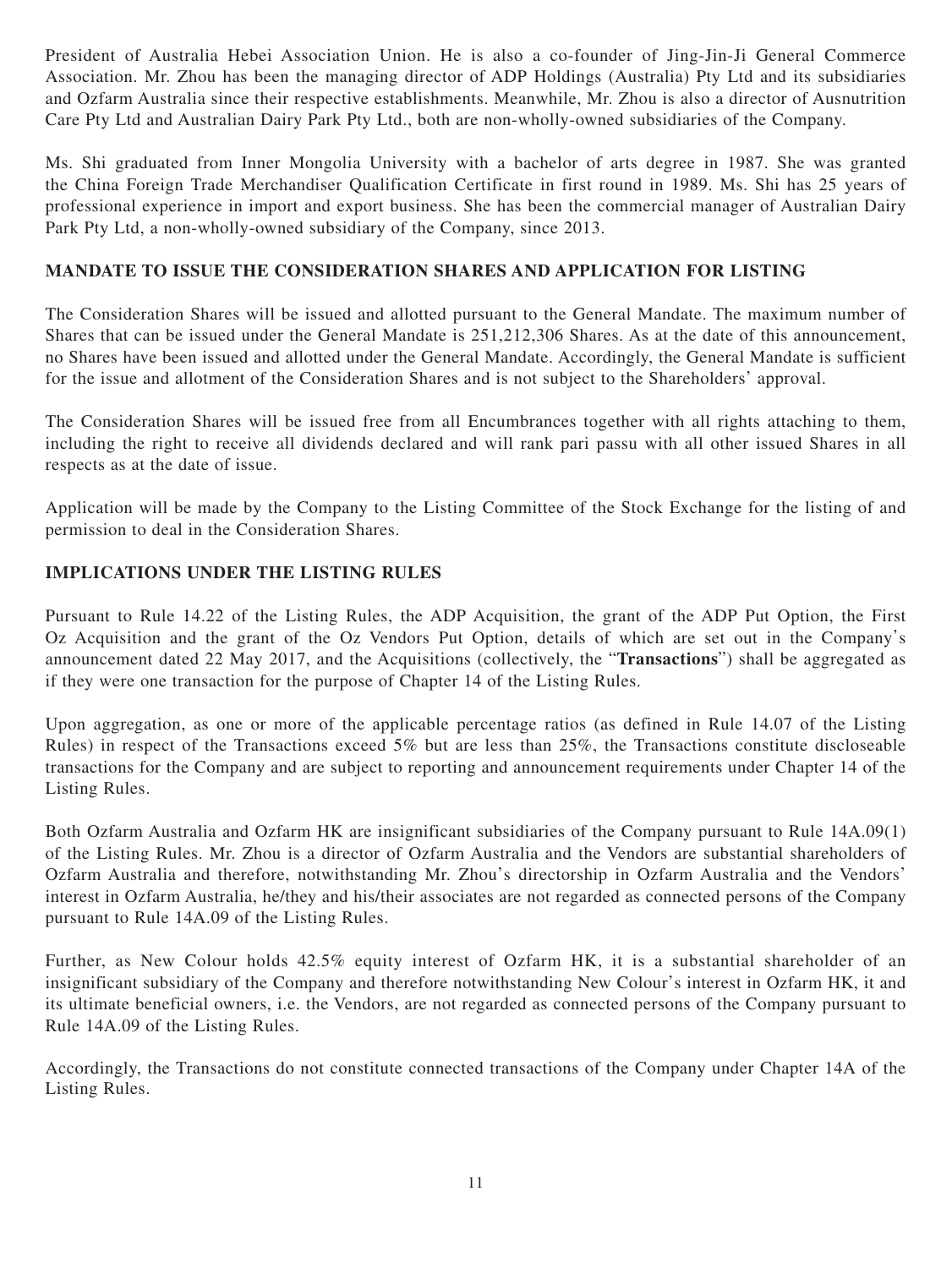President of Australia Hebei Association Union. He is also a co-founder of Jing-Jin-Ji General Commerce Association. Mr. Zhou has been the managing director of ADP Holdings (Australia) Pty Ltd and its subsidiaries and Ozfarm Australia since their respective establishments. Meanwhile, Mr. Zhou is also a director of Ausnutrition Care Pty Ltd and Australian Dairy Park Pty Ltd., both are non-wholly-owned subsidiaries of the Company.

Ms. Shi graduated from Inner Mongolia University with a bachelor of arts degree in 1987. She was granted the China Foreign Trade Merchandiser Qualification Certificate in first round in 1989. Ms. Shi has 25 years of professional experience in import and export business. She has been the commercial manager of Australian Dairy Park Pty Ltd, a non-wholly-owned subsidiary of the Company, since 2013.

## MANDATE TO ISSUE THE CONSIDERATION SHARES AND APPLICATION FOR LISTING

The Consideration Shares will be issued and allotted pursuant to the General Mandate. The maximum number of Shares that can be issued under the General Mandate is 251,212,306 Shares. As at the date of this announcement, no Shares have been issued and allotted under the General Mandate. Accordingly, the General Mandate is sufficient for the issue and allotment of the Consideration Shares and is not subject to the Shareholders' approval.

The Consideration Shares will be issued free from all Encumbrances together with all rights attaching to them, including the right to receive all dividends declared and will rank pari passu with all other issued Shares in all respects as at the date of issue.

Application will be made by the Company to the Listing Committee of the Stock Exchange for the listing of and permission to deal in the Consideration Shares.

## IMPLICATIONS UNDER THE LISTING RULES

Pursuant to Rule 14.22 of the Listing Rules, the ADP Acquisition, the grant of the ADP Put Option, the First Oz Acquisition and the grant of the Oz Vendors Put Option, details of which are set out in the Company's announcement dated 22 May 2017, and the Acquisitions (collectively, the "**Transactions**") shall be aggregated as if they were one transaction for the purpose of Chapter 14 of the Listing Rules.

Upon aggregation, as one or more of the applicable percentage ratios (as defined in Rule 14.07 of the Listing Rules) in respect of the Transactions exceed 5% but are less than 25%, the Transactions constitute discloseable transactions for the Company and are subject to reporting and announcement requirements under Chapter 14 of the Listing Rules.

Both Ozfarm Australia and Ozfarm HK are insignificant subsidiaries of the Company pursuant to Rule 14A.09(1) of the Listing Rules. Mr. Zhou is a director of Ozfarm Australia and the Vendors are substantial shareholders of Ozfarm Australia and therefore, notwithstanding Mr. Zhou's directorship in Ozfarm Australia and the Vendors' interest in Ozfarm Australia, he/they and his/their associates are not regarded as connected persons of the Company pursuant to Rule 14A.09 of the Listing Rules.

Further, as New Colour holds 42.5% equity interest of Ozfarm HK, it is a substantial shareholder of an insignificant subsidiary of the Company and therefore notwithstanding New Colour's interest in Ozfarm HK, it and its ultimate beneficial owners, i.e. the Vendors, are not regarded as connected persons of the Company pursuant to Rule 14A.09 of the Listing Rules.

Accordingly, the Transactions do not constitute connected transactions of the Company under Chapter 14A of the Listing Rules.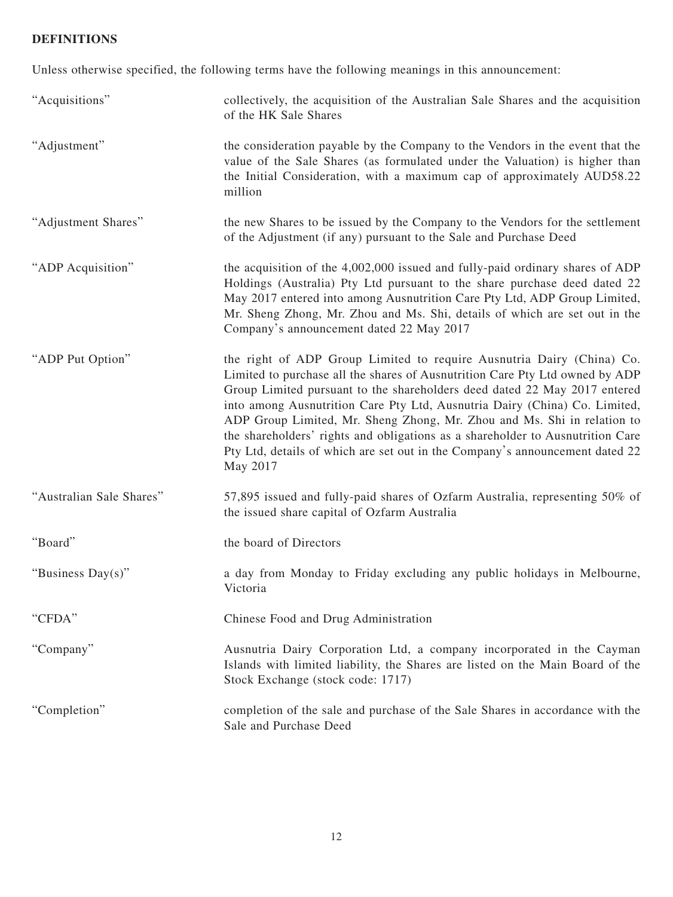**DEFINITIONS**

Unless otherwise specified, the following terms have the following meanings in this announcement:

| | |
|---|---|
| "Acquisitions" | collectively, the acquisition of the Australian Sale Shares and the acquisition of the HK Sale Shares |
| "Adjustment" | the consideration payable by the Company to the Vendors in the event that the value of the Sale Shares (as formulated under the Valuation) is higher than the Initial Consideration, with a maximum cap of approximately AUD58.22 million |
| "Adjustment Shares" | the new Shares to be issued by the Company to the Vendors for the settlement of the Adjustment (if any) pursuant to the Sale and Purchase Deed |
| "ADP Acquisition" | the acquisition of the 4,002,000 issued and fully-paid ordinary shares of ADP Holdings (Australia) Pty Ltd pursuant to the share purchase deed dated 22 May 2017 entered into among Ausnutrition Care Pty Ltd, ADP Group Limited, Mr. Sheng Zhong, Mr. Zhou and Ms. Shi, details of which are set out in the Company's announcement dated 22 May 2017 |
| "ADP Put Option" | the right of ADP Group Limited to require Ausnutria Dairy (China) Co. Limited to purchase all the shares of Ausnutrition Care Pty Ltd owned by ADP Group Limited pursuant to the shareholders deed dated 22 May 2017 entered into among Ausnutrition Care Pty Ltd, Ausnutria Dairy (China) Co. Limited, ADP Group Limited, Mr. Sheng Zhong, Mr. Zhou and Ms. Shi in relation to the shareholders' rights and obligations as a shareholder to Ausnutrition Care Pty Ltd, details of which are set out in the Company's announcement dated 22 May 2017 |
| "Australian Sale Shares" | 57,895 issued and fully-paid shares of Ozfarm Australia, representing 50% of the issued share capital of Ozfarm Australia |
| "Board" | the board of Directors |
| "Business Day(s)" | a day from Monday to Friday excluding any public holidays in Melbourne, Victoria |
| "CFDA" | Chinese Food and Drug Administration |
| "Company" | Ausnutria Dairy Corporation Ltd, a company incorporated in the Cayman Islands with limited liability, the Shares are listed on the Main Board of the Stock Exchange (stock code: 1717) |
| "Completion" | completion of the sale and purchase of the Sale Shares in accordance with the Sale and Purchase Deed |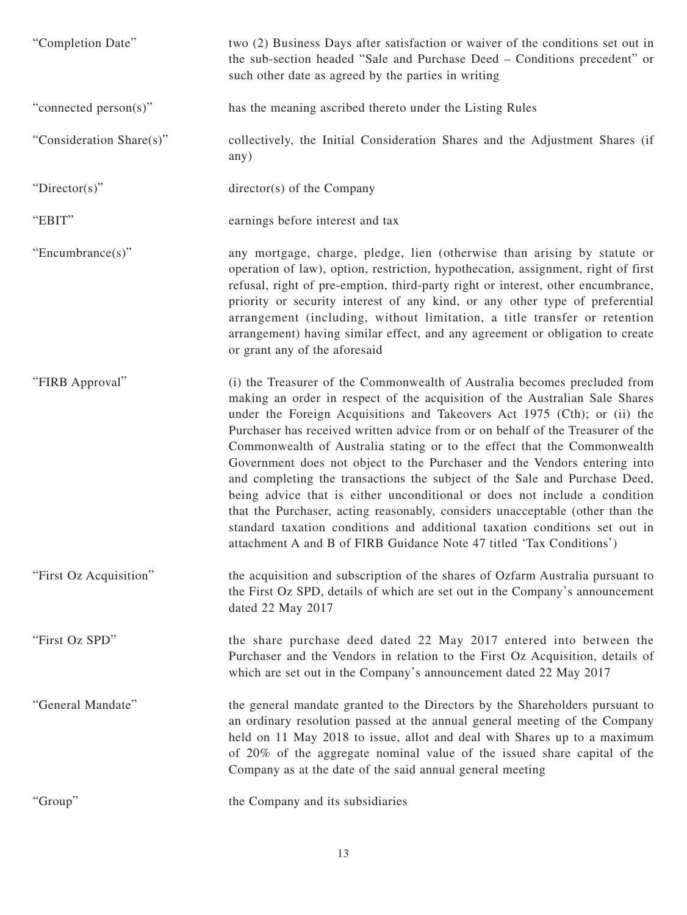| | |
|---|---|
| "Completion Date" | two (2) Business Days after satisfaction or waiver of the conditions set out in the sub-section headed "Sale and Purchase Deed – Conditions precedent" or such other date as agreed by the parties in writing |
| "connected person(s)" | has the meaning ascribed thereto under the Listing Rules |
| "Consideration Share(s)" | collectively, the Initial Consideration Shares and the Adjustment Shares (if any) |
| "Director(s)" | director(s) of the Company |
| "EBIT" | earnings before interest and tax |
| "Encumbrance(s)" | any mortgage, charge, pledge, lien (otherwise than arising by statute or operation of law), option, restriction, hypothecation, assignment, right of first refusal, right of pre-emption, third-party right or interest, other encumbrance, priority or security interest of any kind, or any other type of preferential arrangement (including, without limitation, a title transfer or retention arrangement) having similar effect, and any agreement or obligation to create or grant any of the aforesaid |
| "FIRB Approval" | (i) the Treasurer of the Commonwealth of Australia becomes precluded from making an order in respect of the acquisition of the Australian Sale Shares under the Foreign Acquisitions and Takeovers Act 1975 (Cth); or (ii) the Purchaser has received written advice from or on behalf of the Treasurer of the Commonwealth of Australia stating or to the effect that the Commonwealth Government does not object to the Purchaser and the Vendors entering into and completing the transactions the subject of the Sale and Purchase Deed, being advice that is either unconditional or does not include a condition that the Purchaser, acting reasonably, considers unacceptable (other than the standard taxation conditions and additional taxation conditions set out in attachment A and B of FIRB Guidance Note 47 titled 'Tax Conditions') |
| "First Oz Acquisition" | the acquisition and subscription of the shares of Ozfarm Australia pursuant to the First Oz SPD, details of which are set out in the Company's announcement dated 22 May 2017 |
| "First Oz SPD" | the share purchase deed dated 22 May 2017 entered into between the Purchaser and the Vendors in relation to the First Oz Acquisition, details of which are set out in the Company's announcement dated 22 May 2017 |
| "General Mandate" | the general mandate granted to the Directors by the Shareholders pursuant to an ordinary resolution passed at the annual general meeting of the Company held on 11 May 2018 to issue, allot and deal with Shares up to a maximum of 20% of the aggregate nominal value of the issued share capital of the Company as at the date of the said annual general meeting |
| "Group" | the Company and its subsidiaries |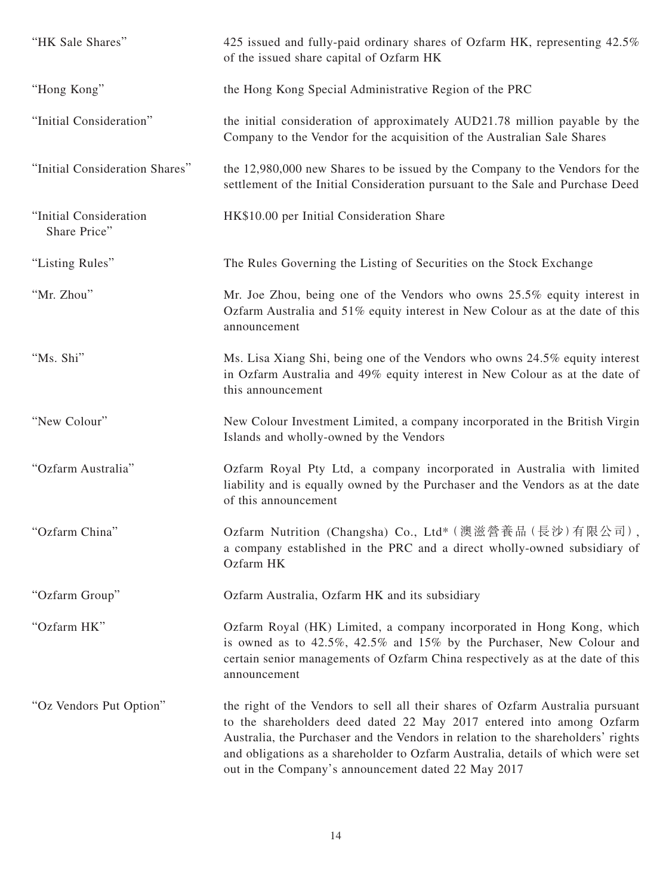| | |
|---|---|
| "HK Sale Shares" | 425 issued and fully-paid ordinary shares of Ozfarm HK, representing 42.5% of the issued share capital of Ozfarm HK |
| "Hong Kong" | the Hong Kong Special Administrative Region of the PRC |
| "Initial Consideration" | the initial consideration of approximately AUD21.78 million payable by the Company to the Vendor for the acquisition of the Australian Sale Shares |
| "Initial Consideration Shares" | the 12,980,000 new Shares to be issued by the Company to the Vendors for the settlement of the Initial Consideration pursuant to the Sale and Purchase Deed |
| "Initial Consideration Share Price" | HK$10.00 per Initial Consideration Share |
| "Listing Rules" | The Rules Governing the Listing of Securities on the Stock Exchange |
| "Mr. Zhou" | Mr. Joe Zhou, being one of the Vendors who owns 25.5% equity interest in Ozfarm Australia and 51% equity interest in New Colour as at the date of this announcement |
| "Ms. Shi" | Ms. Lisa Xiang Shi, being one of the Vendors who owns 24.5% equity interest in Ozfarm Australia and 49% equity interest in New Colour as at the date of this announcement |
| "New Colour" | New Colour Investment Limited, a company incorporated in the British Virgin Islands and wholly-owned by the Vendors |
| "Ozfarm Australia" | Ozfarm Royal Pty Ltd, a company incorporated in Australia with limited liability and is equally owned by the Purchaser and the Vendors as at the date of this announcement |
| "Ozfarm China" | Ozfarm Nutrition (Changsha) Co., Ltd*（澳滋營養品（長沙）有限公司）, a company established in the PRC and a direct wholly-owned subsidiary of Ozfarm HK |
| "Ozfarm Group" | Ozfarm Australia, Ozfarm HK and its subsidiary |
| "Ozfarm HK" | Ozfarm Royal (HK) Limited, a company incorporated in Hong Kong, which is owned as to 42.5%, 42.5% and 15% by the Purchaser, New Colour and certain senior managements of Ozfarm China respectively as at the date of this announcement |
| "Oz Vendors Put Option" | the right of the Vendors to sell all their shares of Ozfarm Australia pursuant to the shareholders deed dated 22 May 2017 entered into among Ozfarm Australia, the Purchaser and the Vendors in relation to the shareholders' rights and obligations as a shareholder to Ozfarm Australia, details of which were set out in the Company's announcement dated 22 May 2017 |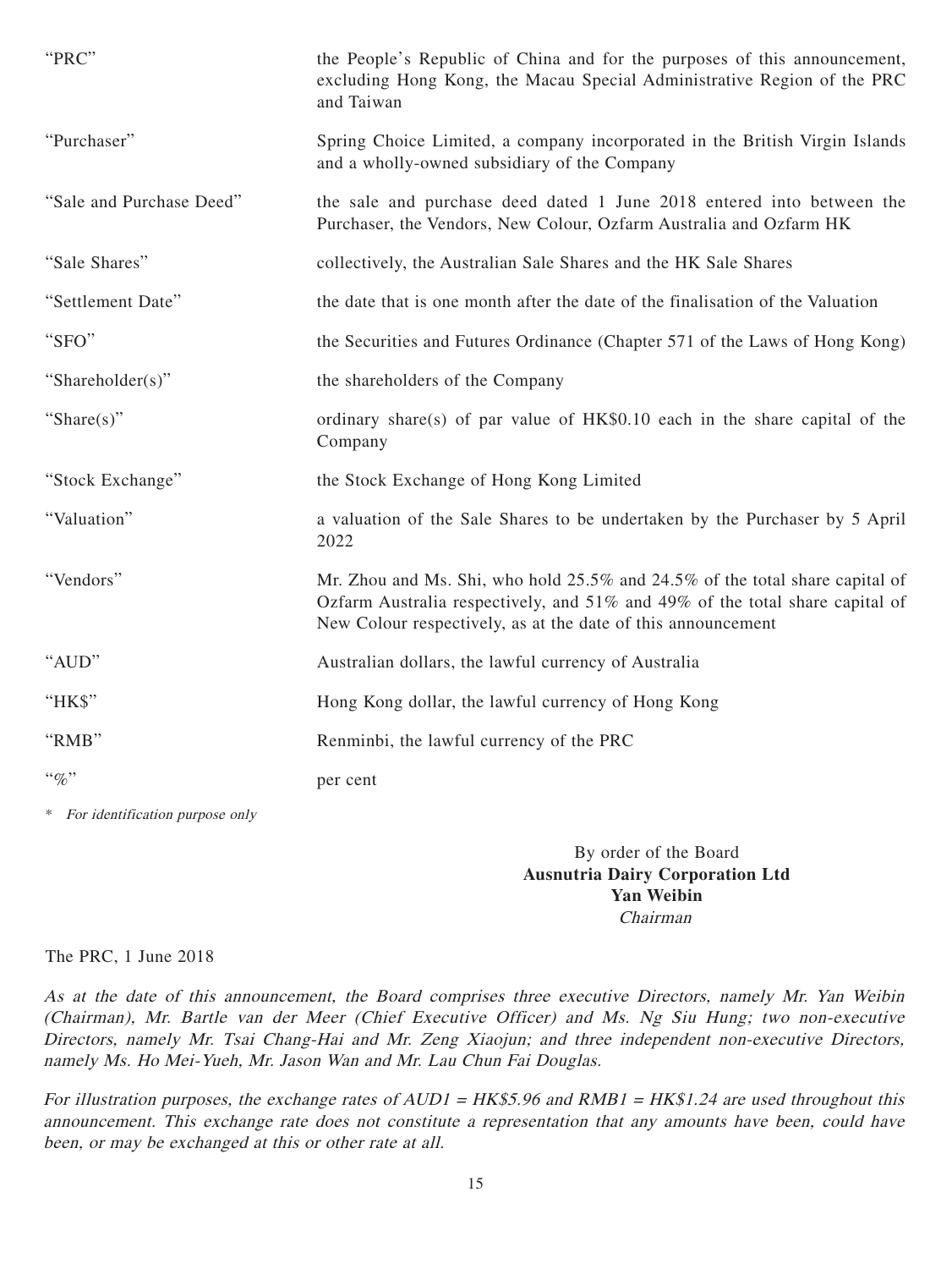| | |
|---|---|
| "PRC" | the People's Republic of China and for the purposes of this announcement, excluding Hong Kong, the Macau Special Administrative Region of the PRC and Taiwan |
| "Purchaser" | Spring Choice Limited, a company incorporated in the British Virgin Islands and a wholly-owned subsidiary of the Company |
| "Sale and Purchase Deed" | the sale and purchase deed dated 1 June 2018 entered into between the Purchaser, the Vendors, New Colour, Ozfarm Australia and Ozfarm HK |
| "Sale Shares" | collectively, the Australian Sale Shares and the HK Sale Shares |
| "Settlement Date" | the date that is one month after the date of the finalisation of the Valuation |
| "SFO" | the Securities and Futures Ordinance (Chapter 571 of the Laws of Hong Kong) |
| "Shareholder(s)" | the shareholders of the Company |
| "Share(s)" | ordinary share(s) of par value of HK$0.10 each in the share capital of the Company |
| "Stock Exchange" | the Stock Exchange of Hong Kong Limited |
| "Valuation" | a valuation of the Sale Shares to be undertaken by the Purchaser by 5 April 2022 |
| "Vendors" | Mr. Zhou and Ms. Shi, who hold 25.5% and 24.5% of the total share capital of Ozfarm Australia respectively, and 51% and 49% of the total share capital of New Colour respectively, as at the date of this announcement |
| "AUD" | Australian dollars, the lawful currency of Australia |
| "HK$" | Hong Kong dollar, the lawful currency of Hong Kong |
| "RMB" | Renminbi, the lawful currency of the PRC |
| "%" | per cent |

\* *For identification purpose only*

By order of the Board
**Ausnutria Dairy Corporation Ltd**
**Yan Weibin**
*Chairman*

The PRC, 1 June 2018

*As at the date of this announcement, the Board comprises three executive Directors, namely Mr. Yan Weibin (Chairman), Mr. Bartle van der Meer (Chief Executive Officer) and Ms. Ng Siu Hung; two non-executive Directors, namely Mr. Tsai Chang-Hai and Mr. Zeng Xiaojun; and three independent non-executive Directors, namely Ms. Ho Mei-Yueh, Mr. Jason Wan and Mr. Lau Chun Fai Douglas.*

*For illustration purposes, the exchange rates of AUD1 = HK$5.96 and RMB1 = HK$1.24 are used throughout this announcement. This exchange rate does not constitute a representation that any amounts have been, could have been, or may be exchanged at this or other rate at all.*